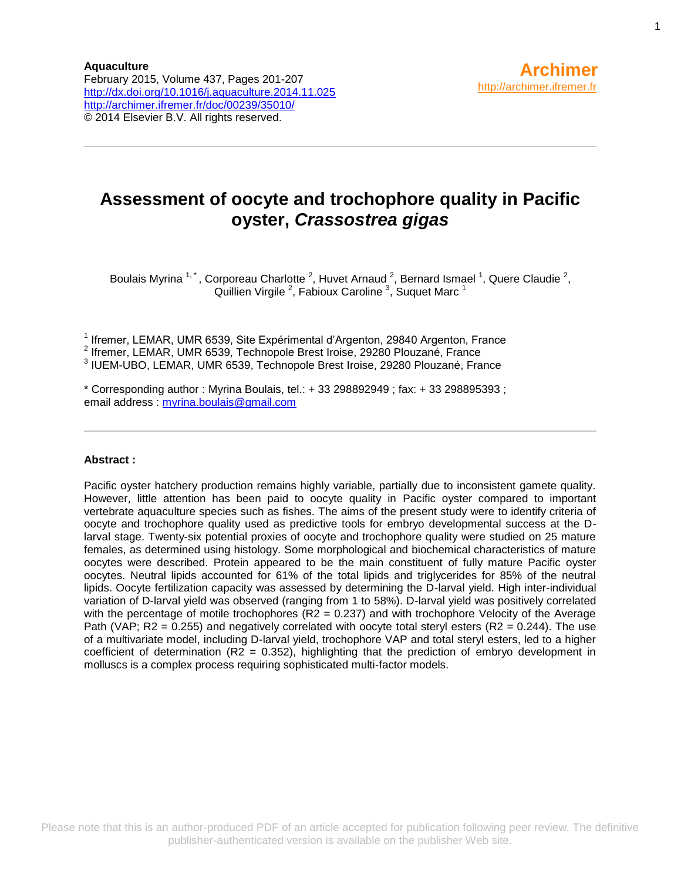**Aquaculture**
February 2015, Volume 437, Pages 201-207
http://dx.doi.org/10.1016/j.aquaculture.2014.11.025
http://archimer.ifremer.fr/doc/00239/35010/
© 2014 Elsevier B.V. All rights reserved.

**Archimer**
http://archimer.ifremer.fr

# Assessment of oocyte and trochophore quality in Pacific oyster, *Crassostrea gigas*

Boulais Myrina [1,*], Corporeau Charlotte [2], Huvet Arnaud [2], Bernard Ismael [1], Quere Claudie [2], Quillien Virgile [2], Fabioux Caroline [3], Suquet Marc [1]

[1] Ifremer, LEMAR, UMR 6539, Site Expérimental d'Argenton, 29840 Argenton, France
[2] Ifremer, LEMAR, UMR 6539, Technopole Brest Iroise, 29280 Plouzané, France
[3] IUEM-UBO, LEMAR, UMR 6539, Technopole Brest Iroise, 29280 Plouzané, France

\* Corresponding author : Myrina Boulais, tel.: + 33 298892949 ; fax: + 33 298895393 ; email address : myrina.boulais@gmail.com

**Abstract :**

Pacific oyster hatchery production remains highly variable, partially due to inconsistent gamete quality. However, little attention has been paid to oocyte quality in Pacific oyster compared to important vertebrate aquaculture species such as fishes. The aims of the present study were to identify criteria of oocyte and trochophore quality used as predictive tools for embryo developmental success at the D-larval stage. Twenty-six potential proxies of oocyte and trochophore quality were studied on 25 mature females, as determined using histology. Some morphological and biochemical characteristics of mature oocytes were described. Protein appeared to be the main constituent of fully mature Pacific oyster oocytes. Neutral lipids accounted for 61% of the total lipids and triglycerides for 85% of the neutral lipids. Oocyte fertilization capacity was assessed by determining the D-larval yield. High inter-individual variation of D-larval yield was observed (ranging from 1 to 58%). D-larval yield was positively correlated with the percentage of motile trochophores ($R2 = 0.237$) and with trochophore Velocity of the Average Path (VAP; $R2 = 0.255$) and negatively correlated with oocyte total steryl esters ($R2 = 0.244$). The use of a multivariate model, including D-larval yield, trochophore VAP and total steryl esters, led to a higher coefficient of determination ($R2 = 0.352$), highlighting that the prediction of embryo development in molluscs is a complex process requiring sophisticated multi-factor models.

Please note that this is an author-produced PDF of an article accepted for publication following peer review. The definitive publisher-authenticated version is available on the publisher Web site.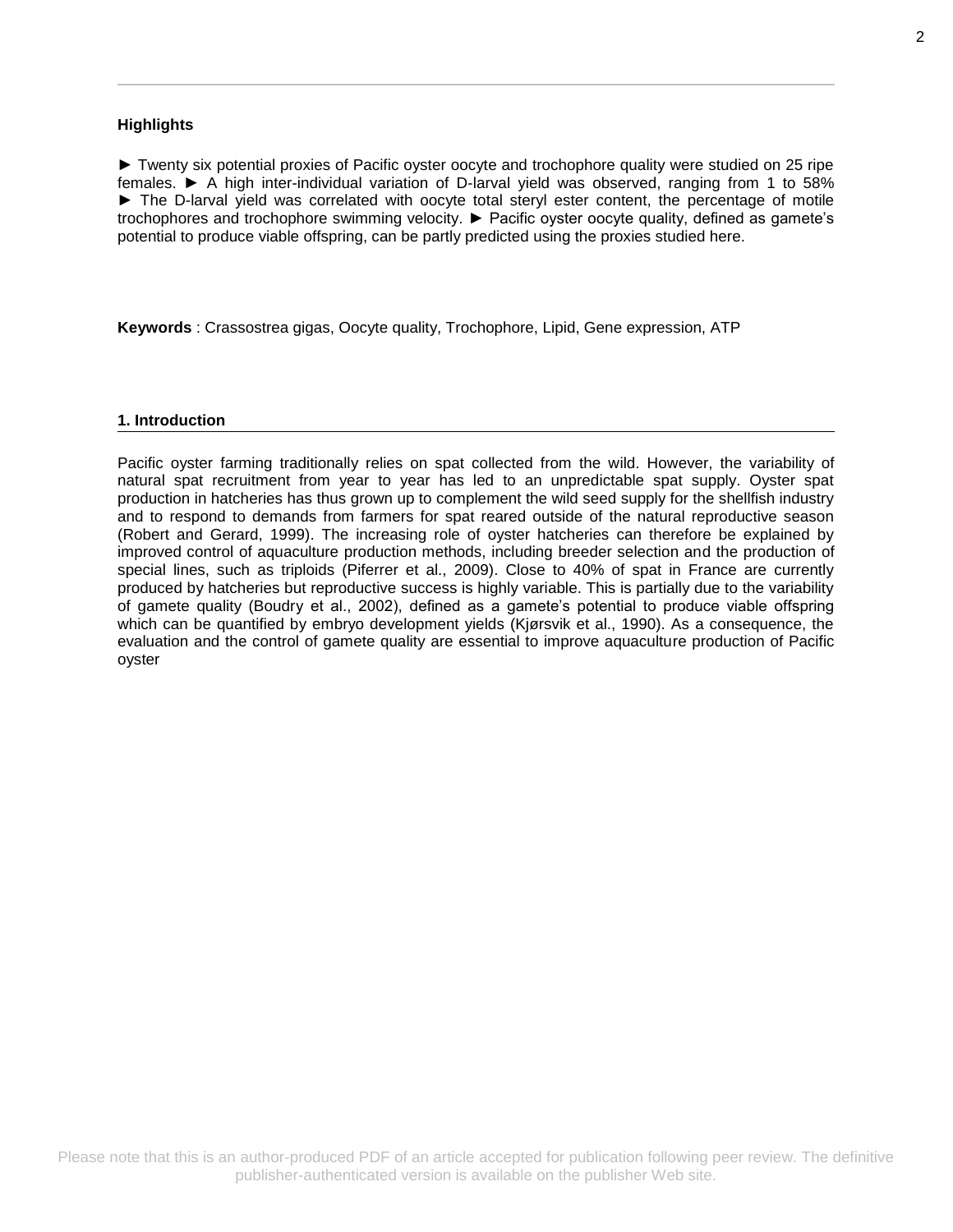**Highlights**

► Twenty six potential proxies of Pacific oyster oocyte and trochophore quality were studied on 25 ripe females. ► A high inter-individual variation of D-larval yield was observed, ranging from 1 to 58% ► The D-larval yield was correlated with oocyte total steryl ester content, the percentage of motile trochophores and trochophore swimming velocity. ► Pacific oyster oocyte quality, defined as gamete's potential to produce viable offspring, can be partly predicted using the proxies studied here.

**Keywords** : Crassostrea gigas, Oocyte quality, Trochophore, Lipid, Gene expression, ATP

## 1. Introduction

Pacific oyster farming traditionally relies on spat collected from the wild. However, the variability of natural spat recruitment from year to year has led to an unpredictable spat supply. Oyster spat production in hatcheries has thus grown up to complement the wild seed supply for the shellfish industry and to respond to demands from farmers for spat reared outside of the natural reproductive season (Robert and Gerard, 1999). The increasing role of oyster hatcheries can therefore be explained by improved control of aquaculture production methods, including breeder selection and the production of special lines, such as triploids (Piferrer et al., 2009). Close to 40% of spat in France are currently produced by hatcheries but reproductive success is highly variable. This is partially due to the variability of gamete quality (Boudry et al., 2002), defined as a gamete's potential to produce viable offspring which can be quantified by embryo development yields (Kjørsvik et al., 1990). As a consequence, the evaluation and the control of gamete quality are essential to improve aquaculture production of Pacific oyster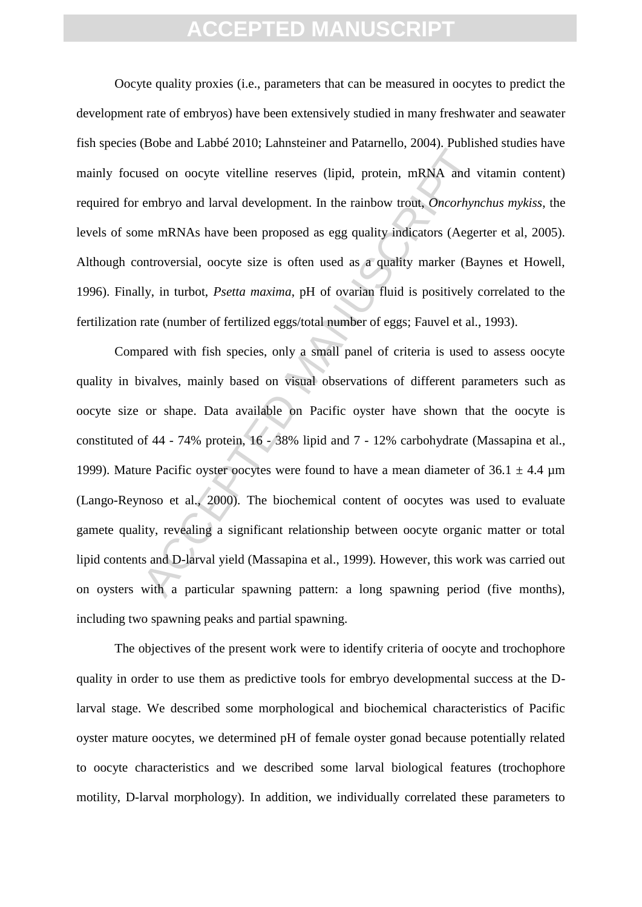Oocyte quality proxies (i.e., parameters that can be measured in oocytes to predict the development rate of embryos) have been extensively studied in many freshwater and seawater fish species (Bobe and Labbé 2010; Lahnsteiner and Patarnello, 2004). Published studies have mainly focused on oocyte vitelline reserves (lipid, protein, mRNA and vitamin content) required for embryo and larval development. In the rainbow trout, *Oncorhynchus mykiss*, the levels of some mRNAs have been proposed as egg quality indicators (Aegerter et al, 2005). Although controversial, oocyte size is often used as a quality marker (Baynes et Howell, 1996). Finally, in turbot, *Psetta maxima*, pH of ovarian fluid is positively correlated to the fertilization rate (number of fertilized eggs/total number of eggs; Fauvel et al., 1993).

Compared with fish species, only a small panel of criteria is used to assess oocyte quality in bivalves, mainly based on visual observations of different parameters such as oocyte size or shape. Data available on Pacific oyster have shown that the oocyte is constituted of 44 - 74% protein, 16 - 38% lipid and 7 - 12% carbohydrate (Massapina et al., 1999). Mature Pacific oyster oocytes were found to have a mean diameter of $36.1 \pm 4.4$ µm (Lango-Reynoso et al., 2000). The biochemical content of oocytes was used to evaluate gamete quality, revealing a significant relationship between oocyte organic matter or total lipid contents and D-larval yield (Massapina et al., 1999). However, this work was carried out on oysters with a particular spawning pattern: a long spawning period (five months), including two spawning peaks and partial spawning.

The objectives of the present work were to identify criteria of oocyte and trochophore quality in order to use them as predictive tools for embryo developmental success at the D-larval stage. We described some morphological and biochemical characteristics of Pacific oyster mature oocytes, we determined pH of female oyster gonad because potentially related to oocyte characteristics and we described some larval biological features (trochophore motility, D-larval morphology). In addition, we individually correlated these parameters to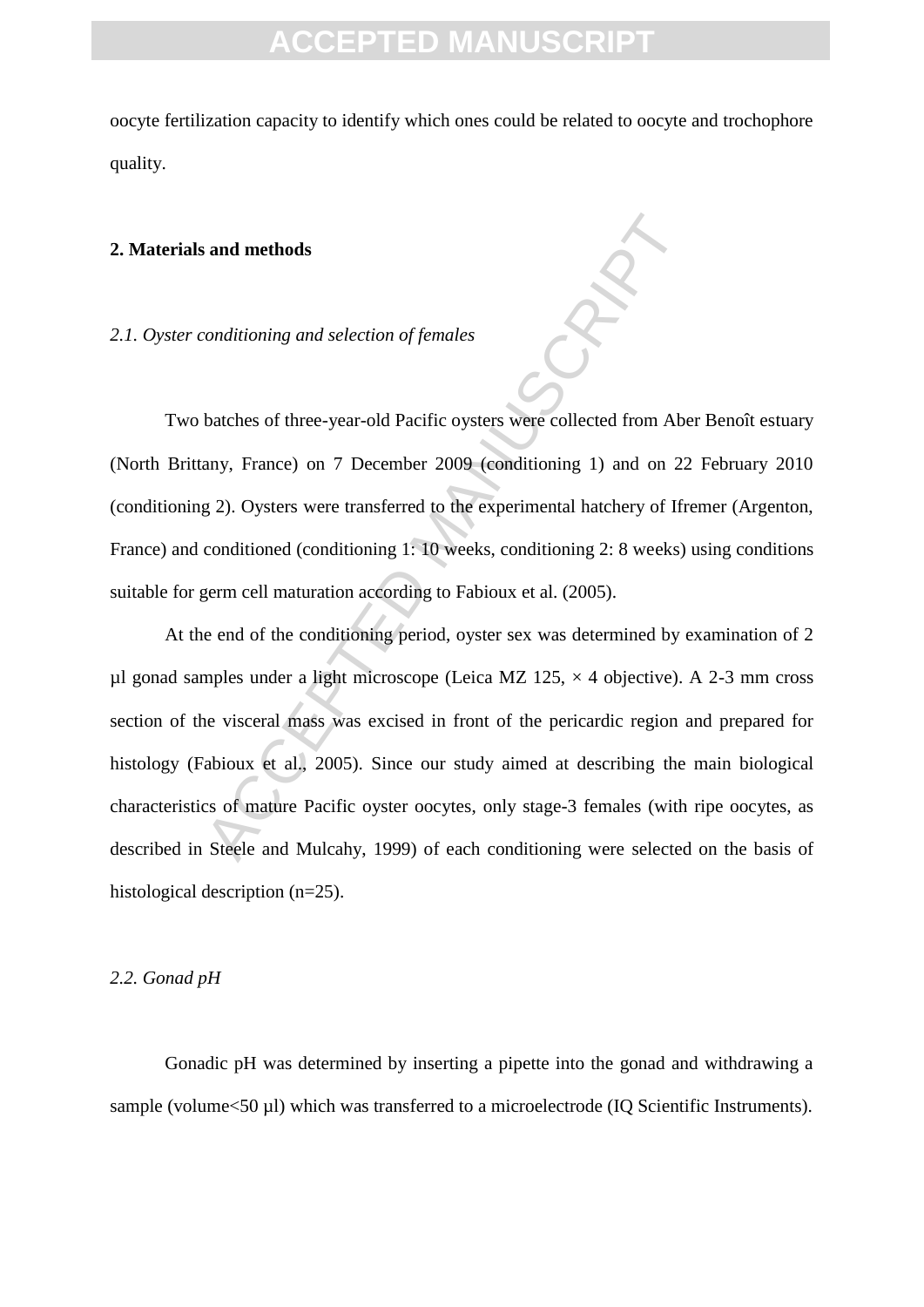oocyte fertilization capacity to identify which ones could be related to oocyte and trochophore quality.

## 2. Materials and methods

### *2.1. Oyster conditioning and selection of females*

Two batches of three-year-old Pacific oysters were collected from Aber Benoît estuary (North Brittany, France) on 7 December 2009 (conditioning 1) and on 22 February 2010 (conditioning 2). Oysters were transferred to the experimental hatchery of Ifremer (Argenton, France) and conditioned (conditioning 1: 10 weeks, conditioning 2: 8 weeks) using conditions suitable for germ cell maturation according to Fabioux et al. (2005).

At the end of the conditioning period, oyster sex was determined by examination of 2 µl gonad samples under a light microscope (Leica MZ 125, × 4 objective). A 2-3 mm cross section of the visceral mass was excised in front of the pericardic region and prepared for histology (Fabioux et al., 2005). Since our study aimed at describing the main biological characteristics of mature Pacific oyster oocytes, only stage-3 females (with ripe oocytes, as described in Steele and Mulcahy, 1999) of each conditioning were selected on the basis of histological description (n=25).

### *2.2. Gonad pH*

Gonadic pH was determined by inserting a pipette into the gonad and withdrawing a sample (volume<50 µl) which was transferred to a microelectrode (IQ Scientific Instruments).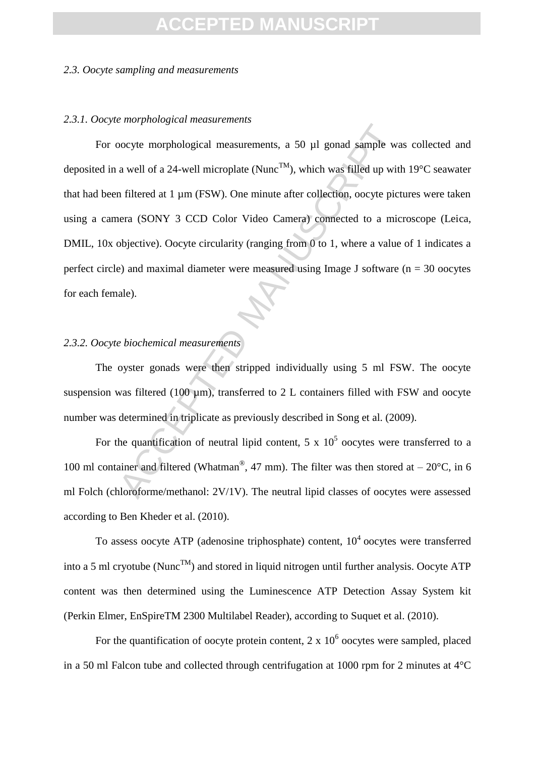*2.3. Oocyte sampling and measurements*

*2.3.1. Oocyte morphological measurements*

For oocyte morphological measurements, a 50 µl gonad sample was collected and deposited in a well of a 24-well microplate (Nunc™), which was filled up with 19°C seawater that had been filtered at 1 µm (FSW). One minute after collection, oocyte pictures were taken using a camera (SONY 3 CCD Color Video Camera) connected to a microscope (Leica, DMIL, 10x objective). Oocyte circularity (ranging from 0 to 1, where a value of 1 indicates a perfect circle) and maximal diameter were measured using Image J software (n = 30 oocytes for each female).

*2.3.2. Oocyte biochemical measurements*

The oyster gonads were then stripped individually using 5 ml FSW. The oocyte suspension was filtered (100 µm), transferred to 2 L containers filled with FSW and oocyte number was determined in triplicate as previously described in Song et al. (2009).

For the quantification of neutral lipid content, 5 x $10^5$ oocytes were transferred to a 100 ml container and filtered (Whatman®, 47 mm). The filter was then stored at – 20°C, in 6 ml Folch (chloroforme/methanol: 2V/1V). The neutral lipid classes of oocytes were assessed according to Ben Kheder et al. (2010).

To assess oocyte ATP (adenosine triphosphate) content, $10^4$ oocytes were transferred into a 5 ml cryotube (Nunc™) and stored in liquid nitrogen until further analysis. Oocyte ATP content was then determined using the Luminescence ATP Detection Assay System kit (Perkin Elmer, EnSpireTM 2300 Multilabel Reader), according to Suquet et al. (2010).

For the quantification of oocyte protein content, 2 x $10^6$ oocytes were sampled, placed in a 50 ml Falcon tube and collected through centrifugation at 1000 rpm for 2 minutes at 4°C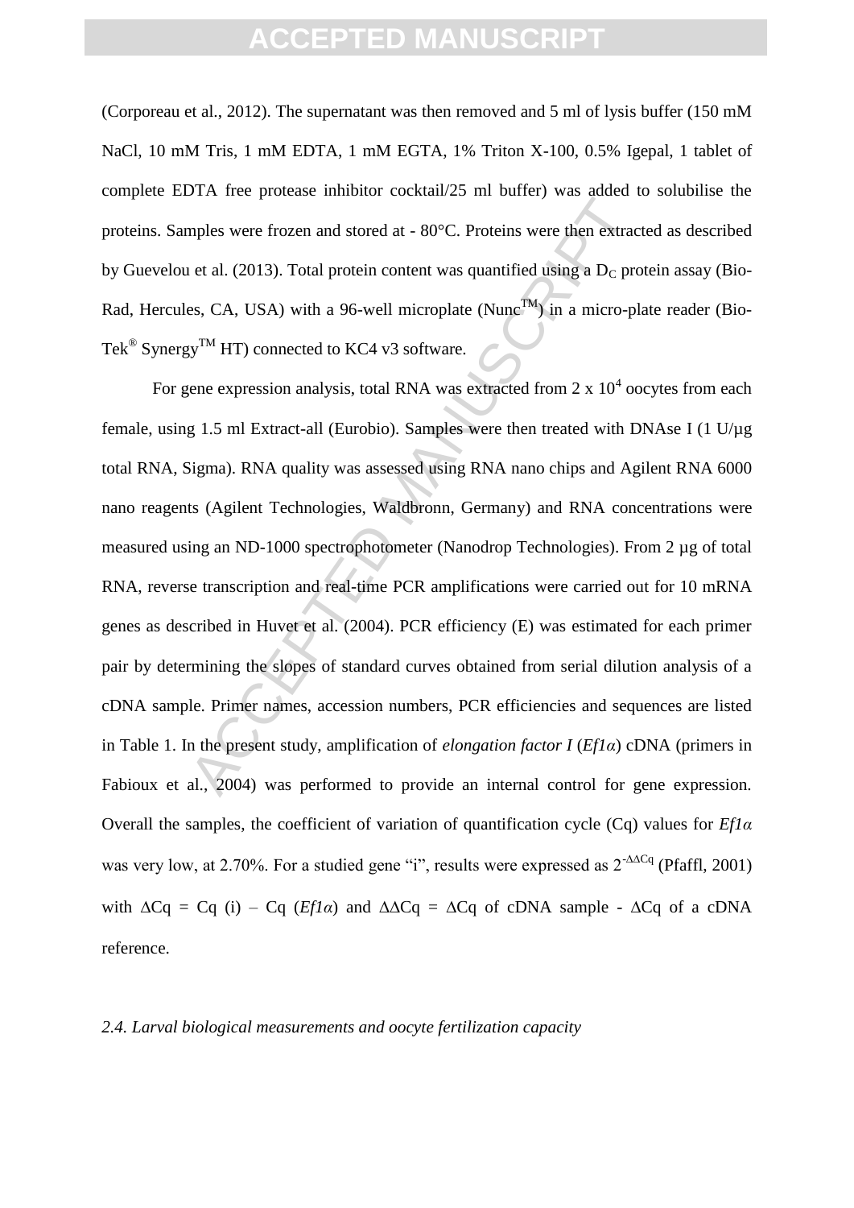(Corporeau et al., 2012). The supernatant was then removed and 5 ml of lysis buffer (150 mM NaCl, 10 mM Tris, 1 mM EDTA, 1 mM EGTA, 1% Triton X-100, 0.5% Igepal, 1 tablet of complete EDTA free protease inhibitor cocktail/25 ml buffer) was added to solubilise the proteins. Samples were frozen and stored at - 80°C. Proteins were then extracted as described by Guevelou et al. (2013). Total protein content was quantified using a $D_C$ protein assay (Bio-Rad, Hercules, CA, USA) with a 96-well microplate (Nunc™) in a micro-plate reader (Bio-Tek® Synergy™ HT) connected to KC4 v3 software.

For gene expression analysis, total RNA was extracted from 2 x $10^4$ oocytes from each female, using 1.5 ml Extract-all (Eurobio). Samples were then treated with DNAse I (1 U/µg total RNA, Sigma). RNA quality was assessed using RNA nano chips and Agilent RNA 6000 nano reagents (Agilent Technologies, Waldbronn, Germany) and RNA concentrations were measured using an ND-1000 spectrophotometer (Nanodrop Technologies). From 2 µg of total RNA, reverse transcription and real-time PCR amplifications were carried out for 10 mRNA genes as described in Huvet et al. (2004). PCR efficiency (E) was estimated for each primer pair by determining the slopes of standard curves obtained from serial dilution analysis of a cDNA sample. Primer names, accession numbers, PCR efficiencies and sequences are listed in Table 1. In the present study, amplification of *elongation factor I* (*Ef1α*) cDNA (primers in Fabioux et al., 2004) was performed to provide an internal control for gene expression. Overall the samples, the coefficient of variation of quantification cycle (Cq) values for *Ef1α* was very low, at 2.70%. For a studied gene "i", results were expressed as $2^{-\Delta\Delta Cq}$ (Pfaffl, 2001) with $\Delta Cq = Cq\ (i) - Cq\ (Ef1\alpha)$ and $\Delta\Delta Cq = \Delta Cq$ of cDNA sample - $\Delta Cq$ of a cDNA reference.

*2.4. Larval biological measurements and oocyte fertilization capacity*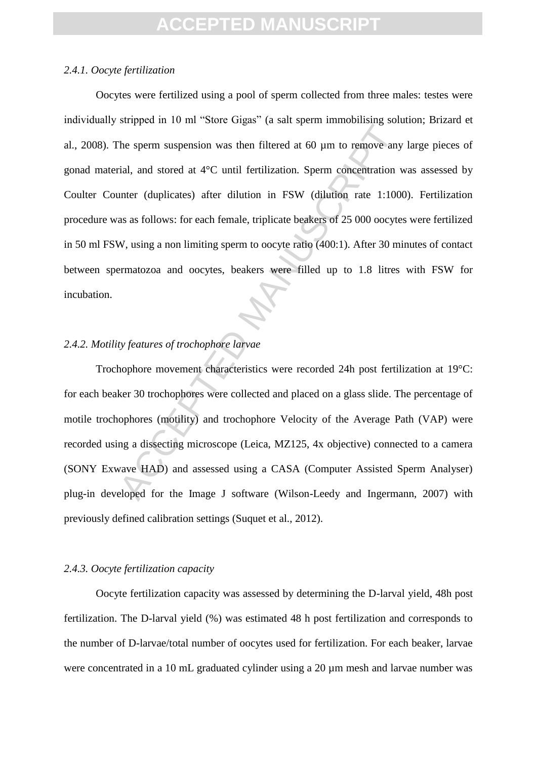*2.4.1. Oocyte fertilization*

Oocytes were fertilized using a pool of sperm collected from three males: testes were individually stripped in 10 ml "Store Gigas" (a salt sperm immobilising solution; Brizard et al., 2008). The sperm suspension was then filtered at 60 µm to remove any large pieces of gonad material, and stored at 4°C until fertilization. Sperm concentration was assessed by Coulter Counter (duplicates) after dilution in FSW (dilution rate 1:1000). Fertilization procedure was as follows: for each female, triplicate beakers of 25 000 oocytes were fertilized in 50 ml FSW, using a non limiting sperm to oocyte ratio (400:1). After 30 minutes of contact between spermatozoa and oocytes, beakers were filled up to 1.8 litres with FSW for incubation.

*2.4.2. Motility features of trochophore larvae*

Trochophore movement characteristics were recorded 24h post fertilization at 19°C: for each beaker 30 trochophores were collected and placed on a glass slide. The percentage of motile trochophores (motility) and trochophore Velocity of the Average Path (VAP) were recorded using a dissecting microscope (Leica, MZ125, 4x objective) connected to a camera (SONY Exwave HAD) and assessed using a CASA (Computer Assisted Sperm Analyser) plug-in developed for the Image J software (Wilson-Leedy and Ingermann, 2007) with previously defined calibration settings (Suquet et al., 2012).

*2.4.3. Oocyte fertilization capacity*

Oocyte fertilization capacity was assessed by determining the D-larval yield, 48h post fertilization. The D-larval yield (%) was estimated 48 h post fertilization and corresponds to the number of D-larvae/total number of oocytes used for fertilization. For each beaker, larvae were concentrated in a 10 mL graduated cylinder using a 20 µm mesh and larvae number was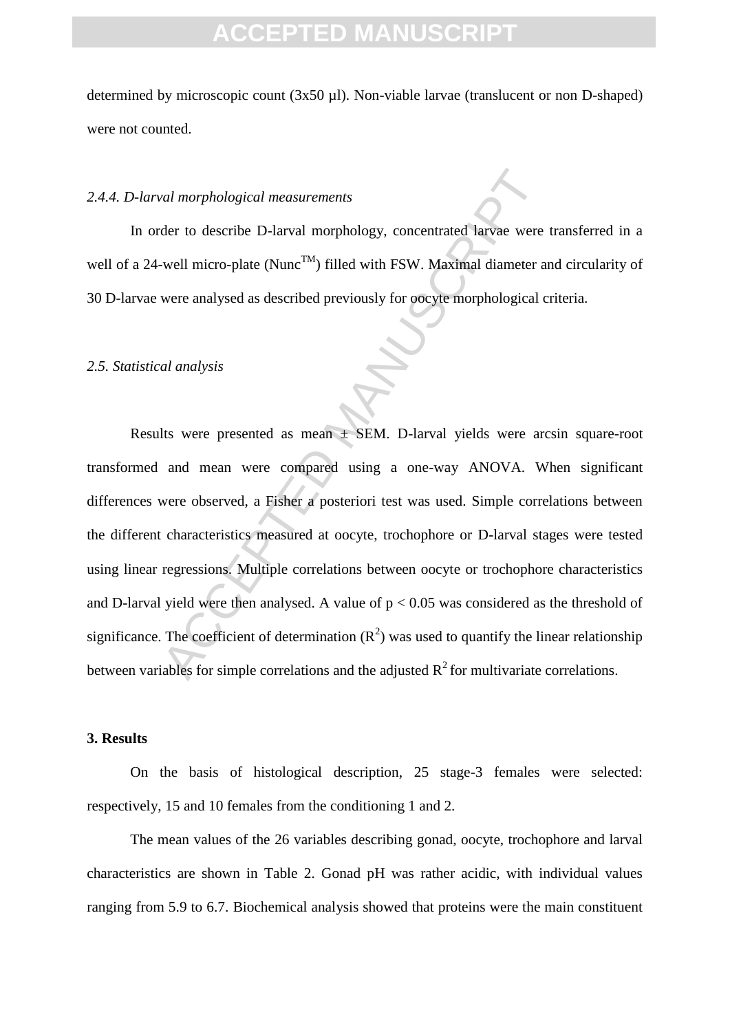determined by microscopic count (3x50 µl). Non-viable larvae (translucent or non D-shaped) were not counted.

### *2.4.4. D-larval morphological measurements*

In order to describe D-larval morphology, concentrated larvae were transferred in a well of a 24-well micro-plate (Nunc™) filled with FSW. Maximal diameter and circularity of 30 D-larvae were analysed as described previously for oocyte morphological criteria.

### *2.5. Statistical analysis*

Results were presented as mean ± SEM. D-larval yields were arcsin square-root transformed and mean were compared using a one-way ANOVA. When significant differences were observed, a Fisher a posteriori test was used. Simple correlations between the different characteristics measured at oocyte, trochophore or D-larval stages were tested using linear regressions. Multiple correlations between oocyte or trochophore characteristics and D-larval yield were then analysed. A value of $p < 0.05$ was considered as the threshold of significance. The coefficient of determination ($R^2$) was used to quantify the linear relationship between variables for simple correlations and the adjusted $R^2$ for multivariate correlations.

## **3. Results**

On the basis of histological description, 25 stage-3 females were selected: respectively, 15 and 10 females from the conditioning 1 and 2.

The mean values of the 26 variables describing gonad, oocyte, trochophore and larval characteristics are shown in Table 2. Gonad pH was rather acidic, with individual values ranging from 5.9 to 6.7. Biochemical analysis showed that proteins were the main constituent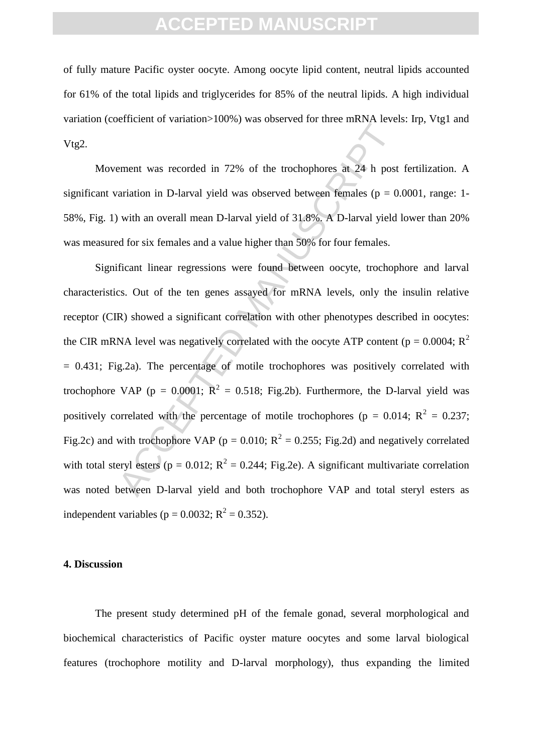of fully mature Pacific oyster oocyte. Among oocyte lipid content, neutral lipids accounted for 61% of the total lipids and triglycerides for 85% of the neutral lipids. A high individual variation (coefficient of variation>100%) was observed for three mRNA levels: Irp, Vtg1 and Vtg2.

Movement was recorded in 72% of the trochophores at 24 h post fertilization. A significant variation in D-larval yield was observed between females ($p = 0.0001$, range: 1-58%, Fig. 1) with an overall mean D-larval yield of 31.8%. A D-larval yield lower than 20% was measured for six females and a value higher than 50% for four females.

Significant linear regressions were found between oocyte, trochophore and larval characteristics. Out of the ten genes assayed for mRNA levels, only the insulin relative receptor (CIR) showed a significant correlation with other phenotypes described in oocytes: the CIR mRNA level was negatively correlated with the oocyte ATP content ($p = 0.0004$; $R^2 = 0.431$; Fig.2a). The percentage of motile trochophores was positively correlated with trochophore VAP ($p = 0.0001$; $R^2 = 0.518$; Fig.2b). Furthermore, the D-larval yield was positively correlated with the percentage of motile trochophores ($p = 0.014$; $R^2 = 0.237$; Fig.2c) and with trochophore VAP ($p = 0.010$; $R^2 = 0.255$; Fig.2d) and negatively correlated with total steryl esters ($p = 0.012$; $R^2 = 0.244$; Fig.2e). A significant multivariate correlation was noted between D-larval yield and both trochophore VAP and total steryl esters as independent variables ($p = 0.0032$; $R^2 = 0.352$).

## 4. Discussion

The present study determined pH of the female gonad, several morphological and biochemical characteristics of Pacific oyster mature oocytes and some larval biological features (trochophore motility and D-larval morphology), thus expanding the limited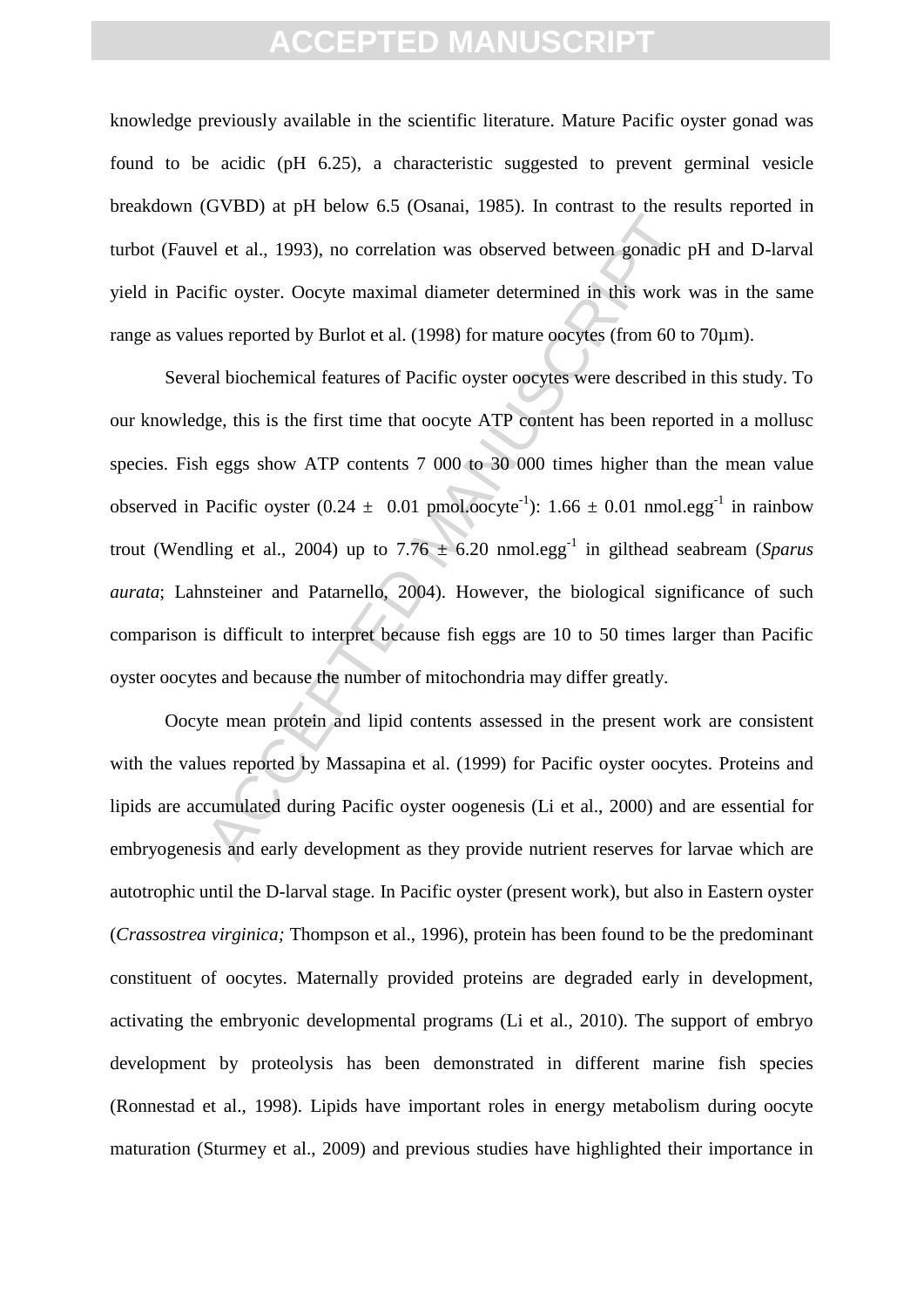knowledge previously available in the scientific literature. Mature Pacific oyster gonad was found to be acidic (pH 6.25), a characteristic suggested to prevent germinal vesicle breakdown (GVBD) at pH below 6.5 (Osanai, 1985). In contrast to the results reported in turbot (Fauvel et al., 1993), no correlation was observed between gonadic pH and D-larval yield in Pacific oyster. Oocyte maximal diameter determined in this work was in the same range as values reported by Burlot et al. (1998) for mature oocytes (from 60 to 70µm).

Several biochemical features of Pacific oyster oocytes were described in this study. To our knowledge, this is the first time that oocyte ATP content has been reported in a mollusc species. Fish eggs show ATP contents 7 000 to 30 000 times higher than the mean value observed in Pacific oyster ($0.24 \pm 0.01$ pmol.oocyte$^{-1}$): $1.66 \pm 0.01$ nmol.egg$^{-1}$ in rainbow trout (Wendling et al., 2004) up to $7.76 \pm 6.20$ nmol.egg$^{-1}$ in gilthead seabream (*Sparus aurata*; Lahnsteiner and Patarnello, 2004). However, the biological significance of such comparison is difficult to interpret because fish eggs are 10 to 50 times larger than Pacific oyster oocytes and because the number of mitochondria may differ greatly.

Oocyte mean protein and lipid contents assessed in the present work are consistent with the values reported by Massapina et al. (1999) for Pacific oyster oocytes. Proteins and lipids are accumulated during Pacific oyster oogenesis (Li et al., 2000) and are essential for embryogenesis and early development as they provide nutrient reserves for larvae which are autotrophic until the D-larval stage. In Pacific oyster (present work), but also in Eastern oyster (*Crassostrea virginica;* Thompson et al., 1996), protein has been found to be the predominant constituent of oocytes. Maternally provided proteins are degraded early in development, activating the embryonic developmental programs (Li et al., 2010). The support of embryo development by proteolysis has been demonstrated in different marine fish species (Ronnestad et al., 1998). Lipids have important roles in energy metabolism during oocyte maturation (Sturmey et al., 2009) and previous studies have highlighted their importance in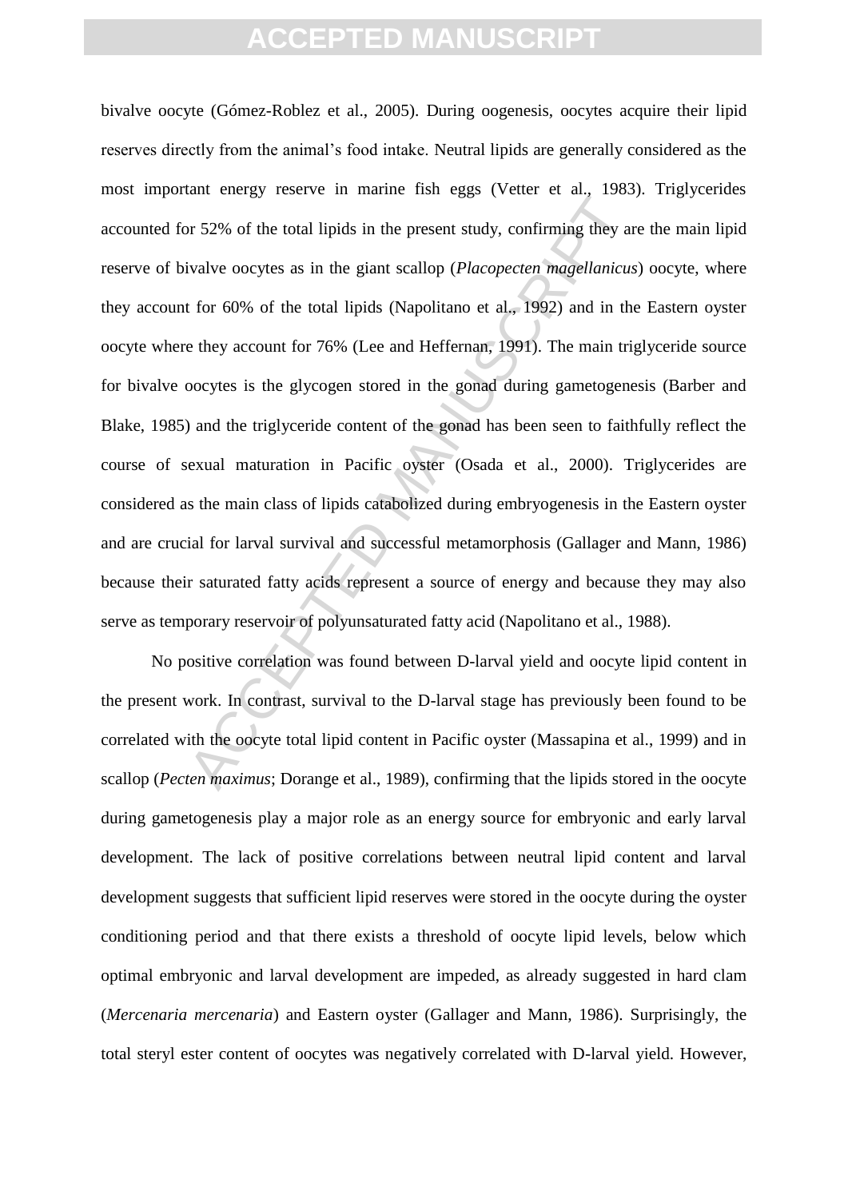bivalve oocyte (Gómez-Roblez et al., 2005). During oogenesis, oocytes acquire their lipid reserves directly from the animal's food intake. Neutral lipids are generally considered as the most important energy reserve in marine fish eggs (Vetter et al., 1983). Triglycerides accounted for 52% of the total lipids in the present study, confirming they are the main lipid reserve of bivalve oocytes as in the giant scallop (*Placopecten magellanicus*) oocyte, where they account for 60% of the total lipids (Napolitano et al., 1992) and in the Eastern oyster oocyte where they account for 76% (Lee and Heffernan, 1991). The main triglyceride source for bivalve oocytes is the glycogen stored in the gonad during gametogenesis (Barber and Blake, 1985) and the triglyceride content of the gonad has been seen to faithfully reflect the course of sexual maturation in Pacific oyster (Osada et al., 2000). Triglycerides are considered as the main class of lipids catabolized during embryogenesis in the Eastern oyster and are crucial for larval survival and successful metamorphosis (Gallager and Mann, 1986) because their saturated fatty acids represent a source of energy and because they may also serve as temporary reservoir of polyunsaturated fatty acid (Napolitano et al., 1988).

No positive correlation was found between D-larval yield and oocyte lipid content in the present work. In contrast, survival to the D-larval stage has previously been found to be correlated with the oocyte total lipid content in Pacific oyster (Massapina et al., 1999) and in scallop (*Pecten maximus*; Dorange et al., 1989), confirming that the lipids stored in the oocyte during gametogenesis play a major role as an energy source for embryonic and early larval development. The lack of positive correlations between neutral lipid content and larval development suggests that sufficient lipid reserves were stored in the oocyte during the oyster conditioning period and that there exists a threshold of oocyte lipid levels, below which optimal embryonic and larval development are impeded, as already suggested in hard clam (*Mercenaria mercenaria*) and Eastern oyster (Gallager and Mann, 1986). Surprisingly, the total steryl ester content of oocytes was negatively correlated with D-larval yield. However,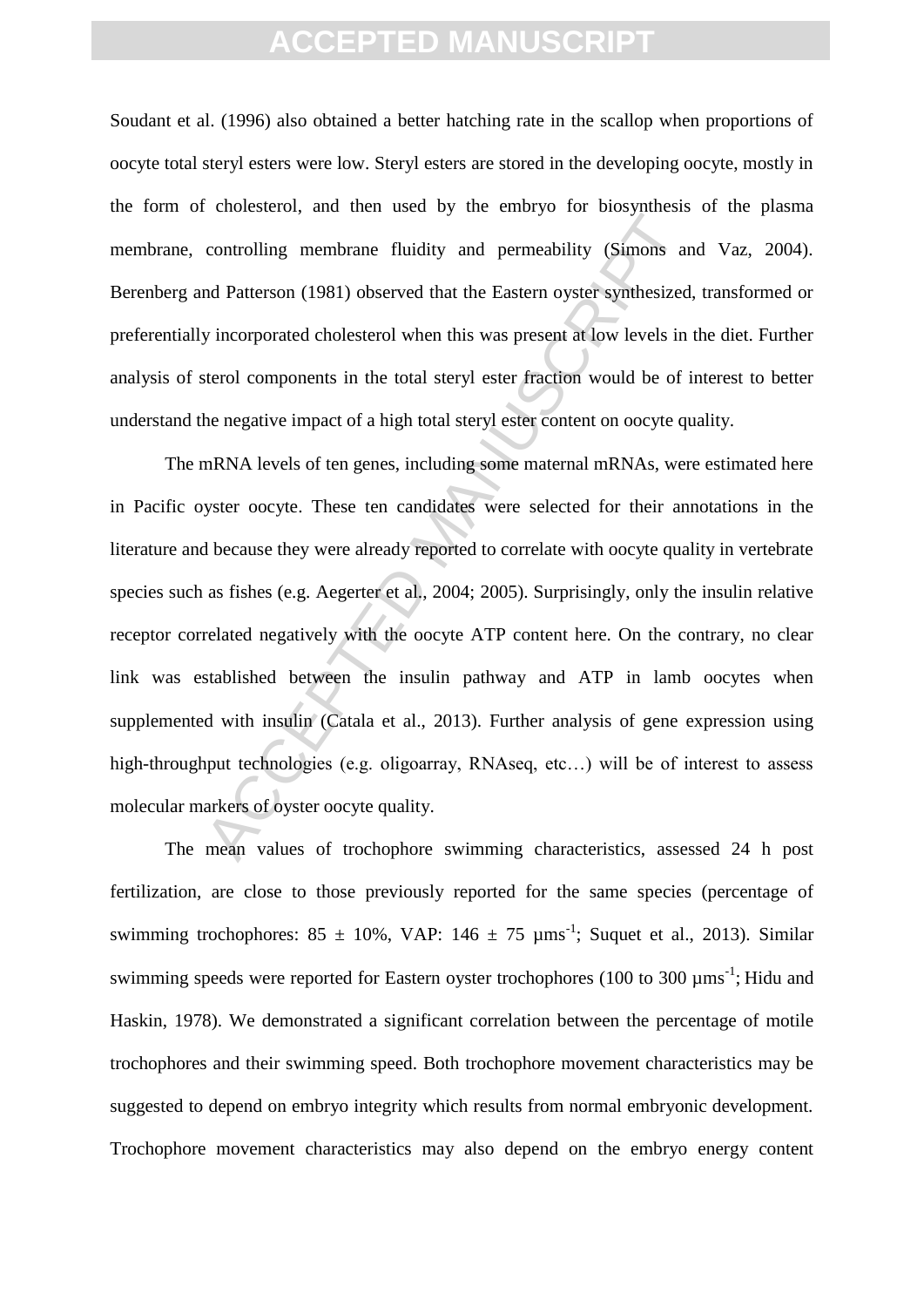Soudant et al. (1996) also obtained a better hatching rate in the scallop when proportions of oocyte total steryl esters were low. Steryl esters are stored in the developing oocyte, mostly in the form of cholesterol, and then used by the embryo for biosynthesis of the plasma membrane, controlling membrane fluidity and permeability (Simons and Vaz, 2004). Berenberg and Patterson (1981) observed that the Eastern oyster synthesized, transformed or preferentially incorporated cholesterol when this was present at low levels in the diet. Further analysis of sterol components in the total steryl ester fraction would be of interest to better understand the negative impact of a high total steryl ester content on oocyte quality.

The mRNA levels of ten genes, including some maternal mRNAs, were estimated here in Pacific oyster oocyte. These ten candidates were selected for their annotations in the literature and because they were already reported to correlate with oocyte quality in vertebrate species such as fishes (e.g. Aegerter et al., 2004; 2005). Surprisingly, only the insulin relative receptor correlated negatively with the oocyte ATP content here. On the contrary, no clear link was established between the insulin pathway and ATP in lamb oocytes when supplemented with insulin (Catala et al., 2013). Further analysis of gene expression using high-throughput technologies (e.g. oligoarray, RNAseq, etc…) will be of interest to assess molecular markers of oyster oocyte quality.

The mean values of trochophore swimming characteristics, assessed 24 h post fertilization, are close to those previously reported for the same species (percentage of swimming trochophores: 85 ± 10%, VAP: 146 ± 75 $\mu ms^{-1}$; Suquet et al., 2013). Similar swimming speeds were reported for Eastern oyster trochophores (100 to 300 $\mu ms^{-1}$; Hidu and Haskin, 1978). We demonstrated a significant correlation between the percentage of motile trochophores and their swimming speed. Both trochophore movement characteristics may be suggested to depend on embryo integrity which results from normal embryonic development. Trochophore movement characteristics may also depend on the embryo energy content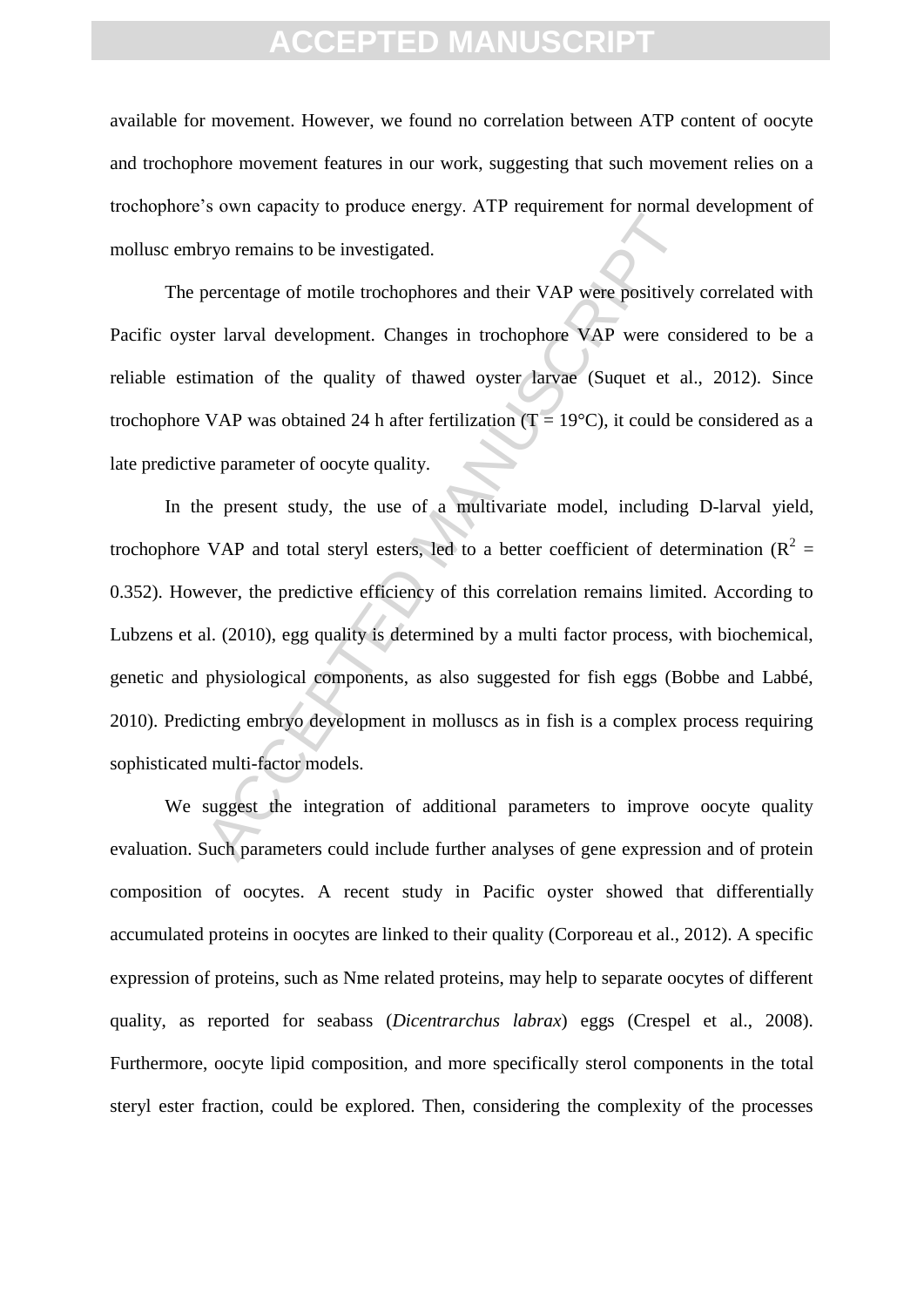available for movement. However, we found no correlation between ATP content of oocyte and trochophore movement features in our work, suggesting that such movement relies on a trochophore's own capacity to produce energy. ATP requirement for normal development of mollusc embryo remains to be investigated.

The percentage of motile trochophores and their VAP were positively correlated with Pacific oyster larval development. Changes in trochophore VAP were considered to be a reliable estimation of the quality of thawed oyster larvae (Suquet et al., 2012). Since trochophore VAP was obtained 24 h after fertilization (T = 19°C), it could be considered as a late predictive parameter of oocyte quality.

In the present study, the use of a multivariate model, including D-larval yield, trochophore VAP and total steryl esters, led to a better coefficient of determination ($R^2$ = 0.352). However, the predictive efficiency of this correlation remains limited. According to Lubzens et al. (2010), egg quality is determined by a multi factor process, with biochemical, genetic and physiological components, as also suggested for fish eggs (Bobbe and Labbé, 2010). Predicting embryo development in molluscs as in fish is a complex process requiring sophisticated multi-factor models.

We suggest the integration of additional parameters to improve oocyte quality evaluation. Such parameters could include further analyses of gene expression and of protein composition of oocytes. A recent study in Pacific oyster showed that differentially accumulated proteins in oocytes are linked to their quality (Corporeau et al., 2012). A specific expression of proteins, such as Nme related proteins, may help to separate oocytes of different quality, as reported for seabass (*Dicentrarchus labrax*) eggs (Crespel et al., 2008). Furthermore, oocyte lipid composition, and more specifically sterol components in the total steryl ester fraction, could be explored. Then, considering the complexity of the processes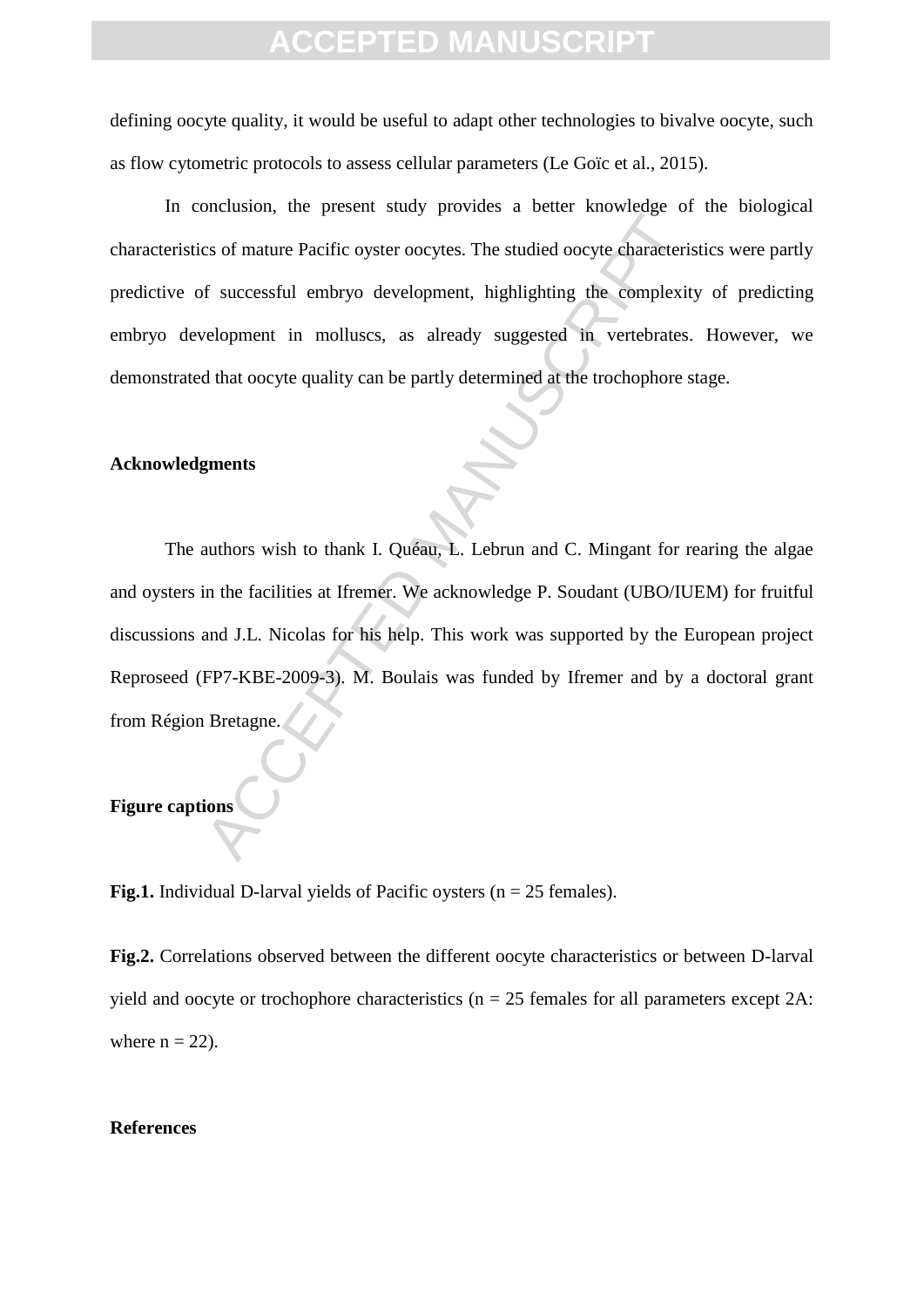defining oocyte quality, it would be useful to adapt other technologies to bivalve oocyte, such as flow cytometric protocols to assess cellular parameters (Le Goïc et al., 2015).

In conclusion, the present study provides a better knowledge of the biological characteristics of mature Pacific oyster oocytes. The studied oocyte characteristics were partly predictive of successful embryo development, highlighting the complexity of predicting embryo development in molluscs, as already suggested in vertebrates. However, we demonstrated that oocyte quality can be partly determined at the trochophore stage.

## Acknowledgments

The authors wish to thank I. Quéau, L. Lebrun and C. Mingant for rearing the algae and oysters in the facilities at Ifremer. We acknowledge P. Soudant (UBO/IUEM) for fruitful discussions and J.L. Nicolas for his help. This work was supported by the European project Reproseed (FP7-KBE-2009-3). M. Boulais was funded by Ifremer and by a doctoral grant from Région Bretagne.

## Figure captions

**Fig.1.** Individual D-larval yields of Pacific oysters (n = 25 females).

**Fig.2.** Correlations observed between the different oocyte characteristics or between D-larval yield and oocyte or trochophore characteristics (n = 25 females for all parameters except 2A: where n = 22).

## References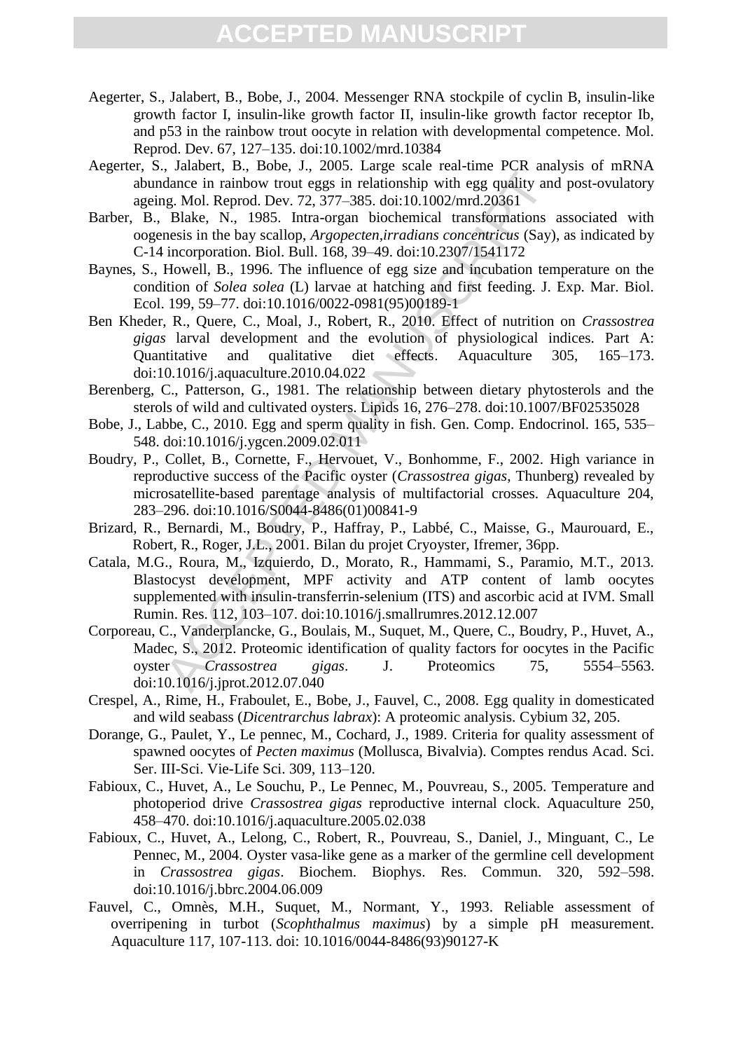Aegerter, S., Jalabert, B., Bobe, J., 2004. Messenger RNA stockpile of cyclin B, insulin-like growth factor I, insulin-like growth factor II, insulin-like growth factor receptor Ib, and p53 in the rainbow trout oocyte in relation with developmental competence. Mol. Reprod. Dev. 67, 127–135. doi:10.1002/mrd.10384

Aegerter, S., Jalabert, B., Bobe, J., 2005. Large scale real-time PCR analysis of mRNA abundance in rainbow trout eggs in relationship with egg quality and post-ovulatory ageing. Mol. Reprod. Dev. 72, 377–385. doi:10.1002/mrd.20361

Barber, B., Blake, N., 1985. Intra-organ biochemical transformations associated with oogenesis in the bay scallop, *Argopecten,irradians concentricus* (Say), as indicated by C-14 incorporation. Biol. Bull. 168, 39–49. doi:10.2307/1541172

Baynes, S., Howell, B., 1996. The influence of egg size and incubation temperature on the condition of *Solea solea* (L) larvae at hatching and first feeding. J. Exp. Mar. Biol. Ecol. 199, 59–77. doi:10.1016/0022-0981(95)00189-1

Ben Kheder, R., Quere, C., Moal, J., Robert, R., 2010. Effect of nutrition on *Crassostrea gigas* larval development and the evolution of physiological indices. Part A: Quantitative and qualitative diet effects. Aquaculture 305, 165–173. doi:10.1016/j.aquaculture.2010.04.022

Berenberg, C., Patterson, G., 1981. The relationship between dietary phytosterols and the sterols of wild and cultivated oysters. Lipids 16, 276–278. doi:10.1007/BF02535028

Bobe, J., Labbe, C., 2010. Egg and sperm quality in fish. Gen. Comp. Endocrinol. 165, 535–548. doi:10.1016/j.ygcen.2009.02.011

Boudry, P., Collet, B., Cornette, F., Hervouet, V., Bonhomme, F., 2002. High variance in reproductive success of the Pacific oyster (*Crassostrea gigas*, Thunberg) revealed by microsatellite-based parentage analysis of multifactorial crosses. Aquaculture 204, 283–296. doi:10.1016/S0044-8486(01)00841-9

Brizard, R., Bernardi, M., Boudry, P., Haffray, P., Labbé, C., Maisse, G., Maurouard, E., Robert, R., Roger, J.L., 2001. Bilan du projet Cryoyster, Ifremer, 36pp.

Catala, M.G., Roura, M., Izquierdo, D., Morato, R., Hammami, S., Paramio, M.T., 2013. Blastocyst development, MPF activity and ATP content of lamb oocytes supplemented with insulin-transferrin-selenium (ITS) and ascorbic acid at IVM. Small Rumin. Res. 112, 103–107. doi:10.1016/j.smallrumres.2012.12.007

Corporeau, C., Vanderplancke, G., Boulais, M., Suquet, M., Quere, C., Boudry, P., Huvet, A., Madec, S., 2012. Proteomic identification of quality factors for oocytes in the Pacific oyster *Crassostrea gigas*. J. Proteomics 75, 5554–5563. doi:10.1016/j.jprot.2012.07.040

Crespel, A., Rime, H., Fraboulet, E., Bobe, J., Fauvel, C., 2008. Egg quality in domesticated and wild seabass (*Dicentrarchus labrax*): A proteomic analysis. Cybium 32, 205.

Dorange, G., Paulet, Y., Le pennec, M., Cochard, J., 1989. Criteria for quality assessment of spawned oocytes of *Pecten maximus* (Mollusca, Bivalvia). Comptes rendus Acad. Sci. Ser. III-Sci. Vie-Life Sci. 309, 113–120.

Fabioux, C., Huvet, A., Le Souchu, P., Le Pennec, M., Pouvreau, S., 2005. Temperature and photoperiod drive *Crassostrea gigas* reproductive internal clock. Aquaculture 250, 458–470. doi:10.1016/j.aquaculture.2005.02.038

Fabioux, C., Huvet, A., Lelong, C., Robert, R., Pouvreau, S., Daniel, J., Minguant, C., Le Pennec, M., 2004. Oyster vasa-like gene as a marker of the germline cell development in *Crassostrea gigas*. Biochem. Biophys. Res. Commun. 320, 592–598. doi:10.1016/j.bbrc.2004.06.009

Fauvel, C., Omnès, M.H., Suquet, M., Normant, Y., 1993. Reliable assessment of overripening in turbot (*Scophthalmus maximus*) by a simple pH measurement. Aquaculture 117, 107-113. doi: 10.1016/0044-8486(93)90127-K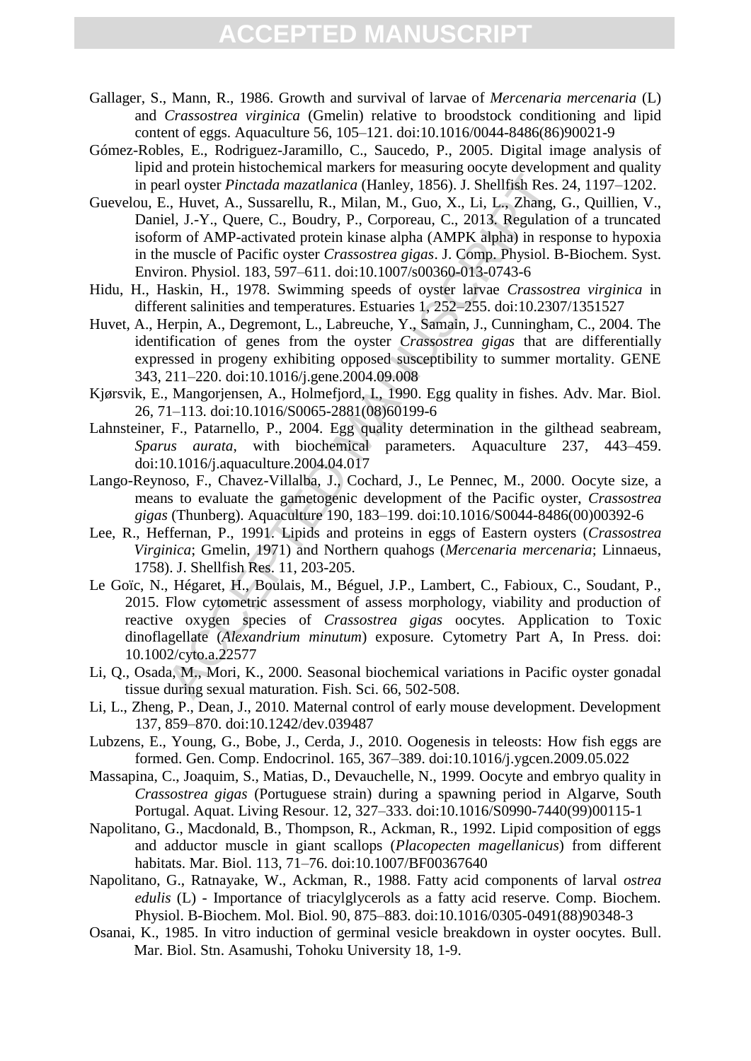Gallager, S., Mann, R., 1986. Growth and survival of larvae of *Mercenaria mercenaria* (L) and *Crassostrea virginica* (Gmelin) relative to broodstock conditioning and lipid content of eggs. Aquaculture 56, 105–121. doi:10.1016/0044-8486(86)90021-9

Gómez-Robles, E., Rodriguez-Jaramillo, C., Saucedo, P., 2005. Digital image analysis of lipid and protein histochemical markers for measuring oocyte development and quality in pearl oyster *Pinctada mazatlanica* (Hanley, 1856). J. Shellfish Res. 24, 1197–1202.

Guevelou, E., Huvet, A., Sussarellu, R., Milan, M., Guo, X., Li, L., Zhang, G., Quillien, V., Daniel, J.-Y., Quere, C., Boudry, P., Corporeau, C., 2013. Regulation of a truncated isoform of AMP-activated protein kinase alpha (AMPK alpha) in response to hypoxia in the muscle of Pacific oyster *Crassostrea gigas*. J. Comp. Physiol. B-Biochem. Syst. Environ. Physiol. 183, 597–611. doi:10.1007/s00360-013-0743-6

Hidu, H., Haskin, H., 1978. Swimming speeds of oyster larvae *Crassostrea virginica* in different salinities and temperatures. Estuaries 1, 252–255. doi:10.2307/1351527

Huvet, A., Herpin, A., Degremont, L., Labreuche, Y., Samain, J., Cunningham, C., 2004. The identification of genes from the oyster *Crassostrea gigas* that are differentially expressed in progeny exhibiting opposed susceptibility to summer mortality. GENE 343, 211–220. doi:10.1016/j.gene.2004.09.008

Kjørsvik, E., Mangorjensen, A., Holmefjord, I., 1990. Egg quality in fishes. Adv. Mar. Biol. 26, 71–113. doi:10.1016/S0065-2881(08)60199-6

Lahnsteiner, F., Patarnello, P., 2004. Egg quality determination in the gilthead seabream, *Sparus aurata*, with biochemical parameters. Aquaculture 237, 443–459. doi:10.1016/j.aquaculture.2004.04.017

Lango-Reynoso, F., Chavez-Villalba, J., Cochard, J., Le Pennec, M., 2000. Oocyte size, a means to evaluate the gametogenic development of the Pacific oyster, *Crassostrea gigas* (Thunberg). Aquaculture 190, 183–199. doi:10.1016/S0044-8486(00)00392-6

Lee, R., Heffernan, P., 1991. Lipids and proteins in eggs of Eastern oysters (*Crassostrea Virginica*; Gmelin, 1971) and Northern quahogs (*Mercenaria mercenaria*; Linnaeus, 1758). J. Shellfish Res. 11, 203-205.

Le Goïc, N., Hégaret, H., Boulais, M., Béguel, J.P., Lambert, C., Fabioux, C., Soudant, P., 2015. Flow cytometric assessment of assess morphology, viability and production of reactive oxygen species of *Crassostrea gigas* oocytes. Application to Toxic dinoflagellate (*Alexandrium minutum*) exposure. Cytometry Part A, In Press. doi: 10.1002/cyto.a.22577

Li, Q., Osada, M., Mori, K., 2000. Seasonal biochemical variations in Pacific oyster gonadal tissue during sexual maturation. Fish. Sci. 66, 502-508.

Li, L., Zheng, P., Dean, J., 2010. Maternal control of early mouse development. Development 137, 859–870. doi:10.1242/dev.039487

Lubzens, E., Young, G., Bobe, J., Cerda, J., 2010. Oogenesis in teleosts: How fish eggs are formed. Gen. Comp. Endocrinol. 165, 367–389. doi:10.1016/j.ygcen.2009.05.022

Massapina, C., Joaquim, S., Matias, D., Devauchelle, N., 1999. Oocyte and embryo quality in *Crassostrea gigas* (Portuguese strain) during a spawning period in Algarve, South Portugal. Aquat. Living Resour. 12, 327–333. doi:10.1016/S0990-7440(99)00115-1

Napolitano, G., Macdonald, B., Thompson, R., Ackman, R., 1992. Lipid composition of eggs and adductor muscle in giant scallops (*Placopecten magellanicus*) from different habitats. Mar. Biol. 113, 71–76. doi:10.1007/BF00367640

Napolitano, G., Ratnayake, W., Ackman, R., 1988. Fatty acid components of larval *ostrea edulis* (L) - Importance of triacylglycerols as a fatty acid reserve. Comp. Biochem. Physiol. B-Biochem. Mol. Biol. 90, 875–883. doi:10.1016/0305-0491(88)90348-3

Osanai, K., 1985. In vitro induction of germinal vesicle breakdown in oyster oocytes. Bull. Mar. Biol. Stn. Asamushi, Tohoku University 18, 1-9.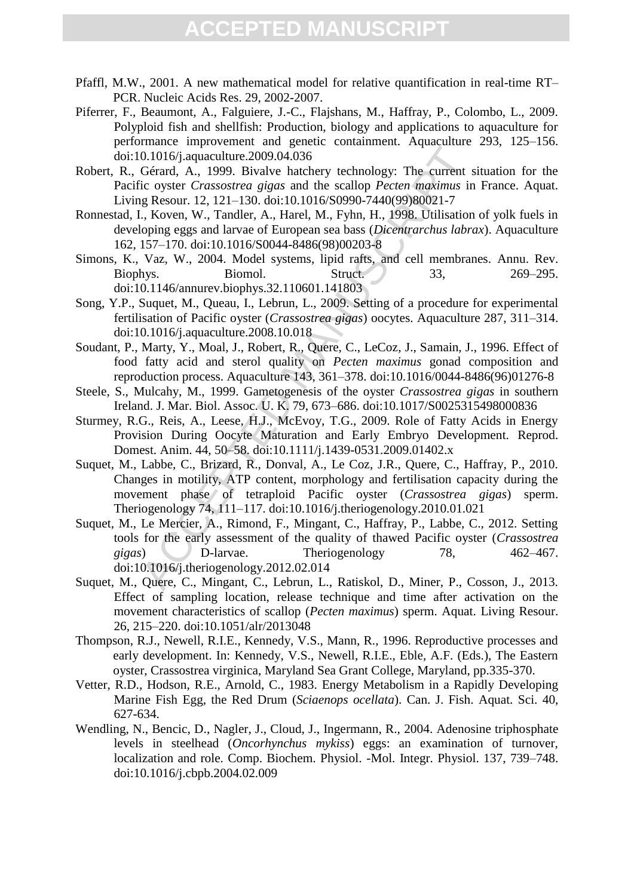Pfaffl, M.W., 2001. A new mathematical model for relative quantification in real-time RT–PCR. Nucleic Acids Res. 29, 2002-2007.

Piferrer, F., Beaumont, A., Falguiere, J.-C., Flajshans, M., Haffray, P., Colombo, L., 2009. Polyploid fish and shellfish: Production, biology and applications to aquaculture for performance improvement and genetic containment. Aquaculture 293, 125–156. doi:10.1016/j.aquaculture.2009.04.036

Robert, R., Gérard, A., 1999. Bivalve hatchery technology: The current situation for the Pacific oyster *Crassostrea gigas* and the scallop *Pecten maximus* in France. Aquat. Living Resour. 12, 121–130. doi:10.1016/S0990-7440(99)80021-7

Ronnestad, I., Koven, W., Tandler, A., Harel, M., Fyhn, H., 1998. Utilisation of yolk fuels in developing eggs and larvae of European sea bass (*Dicentrarchus labrax*). Aquaculture 162, 157–170. doi:10.1016/S0044-8486(98)00203-8

Simons, K., Vaz, W., 2004. Model systems, lipid rafts, and cell membranes. Annu. Rev. Biophys. Biomol. Struct. 33, 269–295. doi:10.1146/annurev.biophys.32.110601.141803

Song, Y.P., Suquet, M., Queau, I., Lebrun, L., 2009. Setting of a procedure for experimental fertilisation of Pacific oyster (*Crassostrea gigas*) oocytes. Aquaculture 287, 311–314. doi:10.1016/j.aquaculture.2008.10.018

Soudant, P., Marty, Y., Moal, J., Robert, R., Quere, C., LeCoz, J., Samain, J., 1996. Effect of food fatty acid and sterol quality on *Pecten maximus* gonad composition and reproduction process. Aquaculture 143, 361–378. doi:10.1016/0044-8486(96)01276-8

Steele, S., Mulcahy, M., 1999. Gametogenesis of the oyster *Crassostrea gigas* in southern Ireland. J. Mar. Biol. Assoc. U. K. 79, 673–686. doi:10.1017/S0025315498000836

Sturmey, R.G., Reis, A., Leese, H.J., McEvoy, T.G., 2009. Role of Fatty Acids in Energy Provision During Oocyte Maturation and Early Embryo Development. Reprod. Domest. Anim. 44, 50–58. doi:10.1111/j.1439-0531.2009.01402.x

Suquet, M., Labbe, C., Brizard, R., Donval, A., Le Coz, J.R., Quere, C., Haffray, P., 2010. Changes in motility, ATP content, morphology and fertilisation capacity during the movement phase of tetraploid Pacific oyster (*Crassostrea gigas*) sperm. Theriogenology 74, 111–117. doi:10.1016/j.theriogenology.2010.01.021

Suquet, M., Le Mercier, A., Rimond, F., Mingant, C., Haffray, P., Labbe, C., 2012. Setting tools for the early assessment of the quality of thawed Pacific oyster (*Crassostrea gigas*) D-larvae. Theriogenology 78, 462–467. doi:10.1016/j.theriogenology.2012.02.014

Suquet, M., Quere, C., Mingant, C., Lebrun, L., Ratiskol, D., Miner, P., Cosson, J., 2013. Effect of sampling location, release technique and time after activation on the movement characteristics of scallop (*Pecten maximus*) sperm. Aquat. Living Resour. 26, 215–220. doi:10.1051/alr/2013048

Thompson, R.J., Newell, R.I.E., Kennedy, V.S., Mann, R., 1996. Reproductive processes and early development. In: Kennedy, V.S., Newell, R.I.E., Eble, A.F. (Eds.), The Eastern oyster, Crassostrea virginica, Maryland Sea Grant College, Maryland, pp.335-370.

Vetter, R.D., Hodson, R.E., Arnold, C., 1983. Energy Metabolism in a Rapidly Developing Marine Fish Egg, the Red Drum (*Sciaenops ocellata*). Can. J. Fish. Aquat. Sci. 40, 627-634.

Wendling, N., Bencic, D., Nagler, J., Cloud, J., Ingermann, R., 2004. Adenosine triphosphate levels in steelhead (*Oncorhynchus mykiss*) eggs: an examination of turnover, localization and role. Comp. Biochem. Physiol. -Mol. Integr. Physiol. 137, 739–748. doi:10.1016/j.cbpb.2004.02.009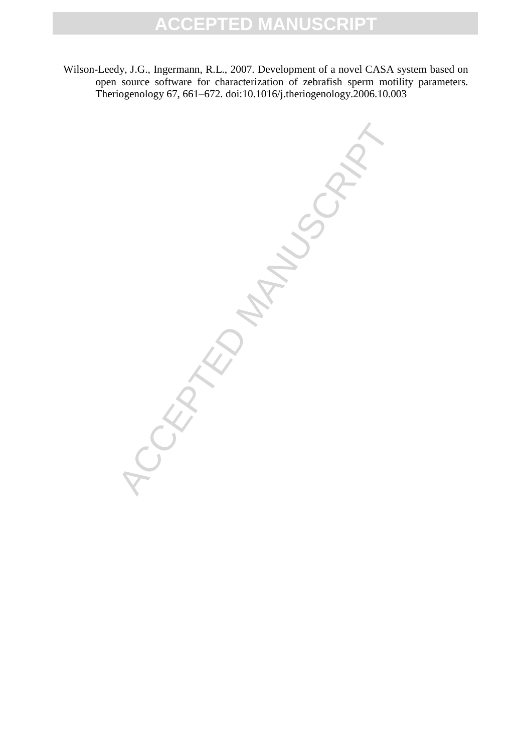Wilson-Leedy, J.G., Ingermann, R.L., 2007. Development of a novel CASA system based on open source software for characterization of zebrafish sperm motility parameters. Theriogenology 67, 661–672. doi:10.1016/j.theriogenology.2006.10.003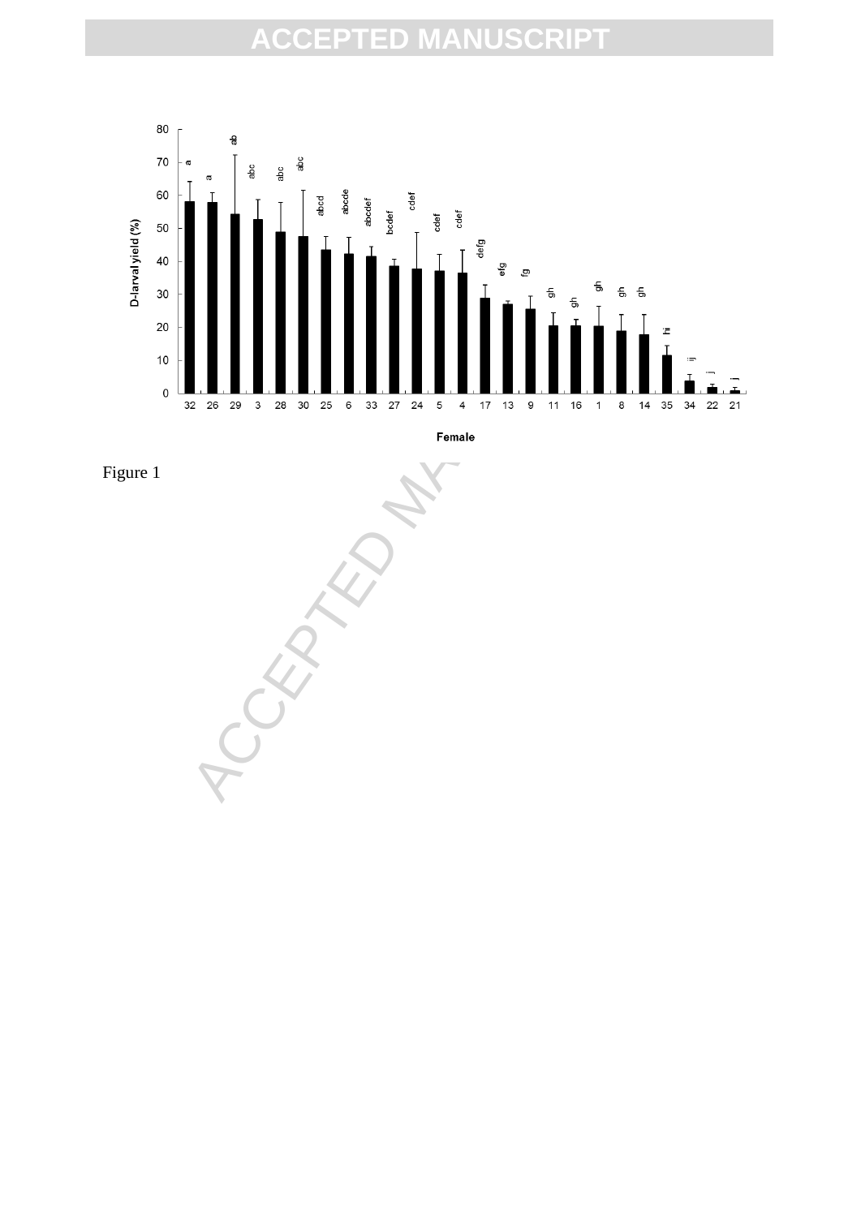Figure 1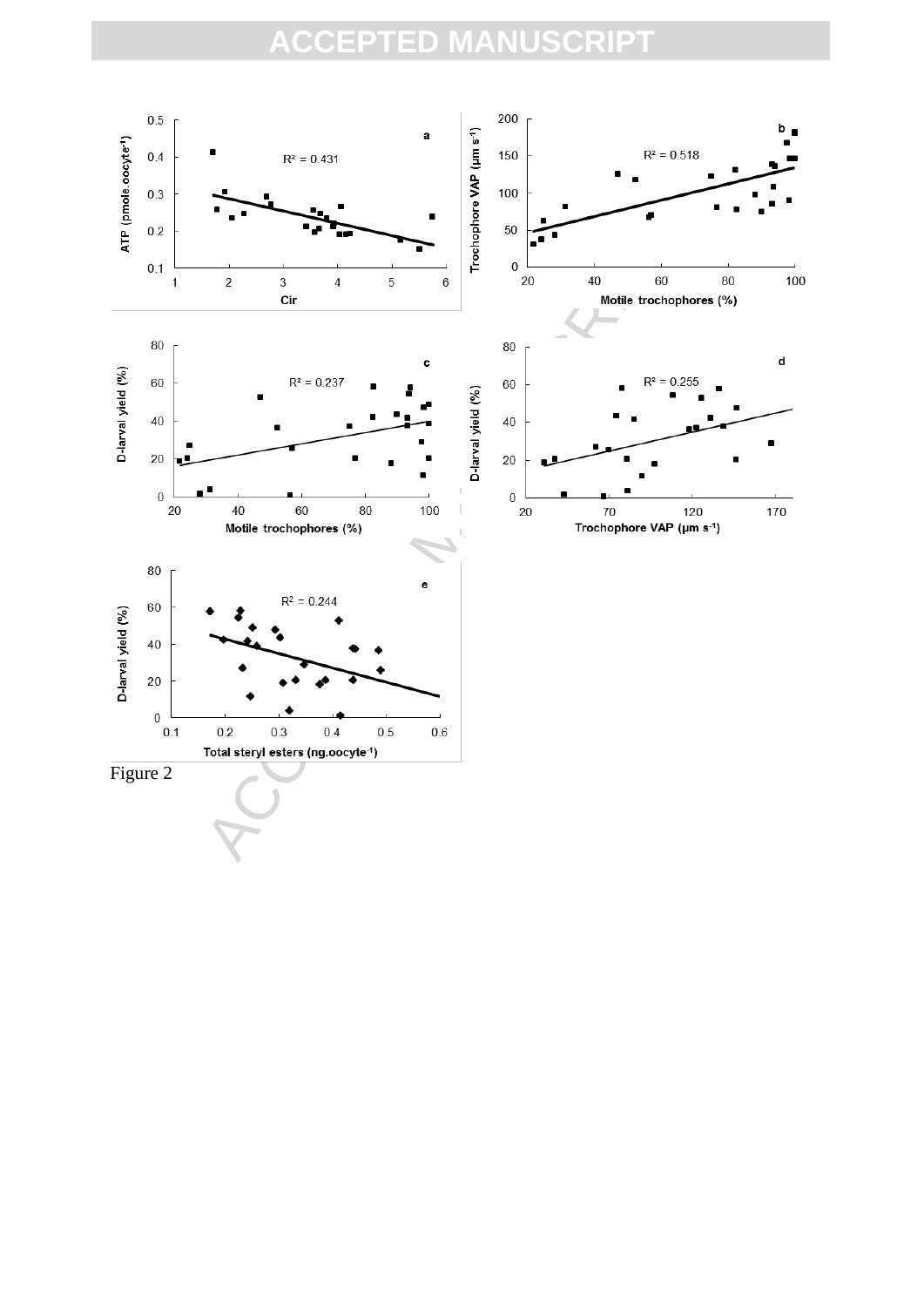Figure 2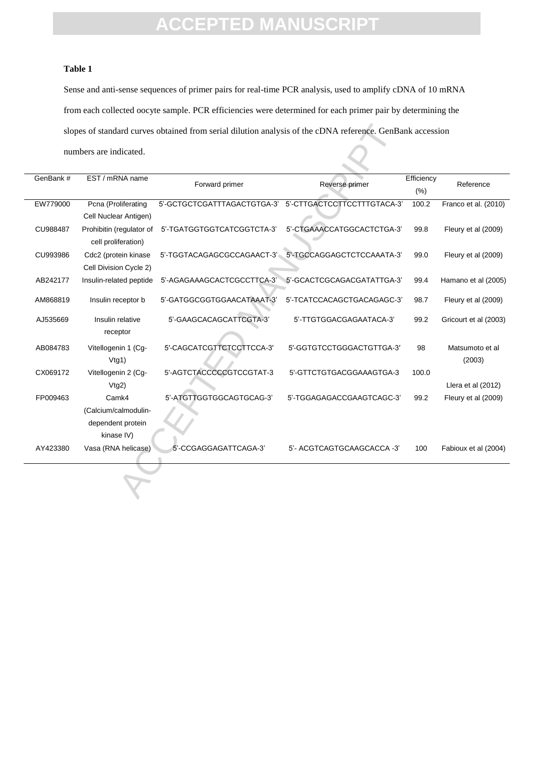**Table 1**

Sense and anti-sense sequences of primer pairs for real-time PCR analysis, used to amplify cDNA of 10 mRNA from each collected oocyte sample. PCR efficiencies were determined for each primer pair by determining the slopes of standard curves obtained from serial dilution analysis of the cDNA reference. GenBank accession numbers are indicated.

| GenBank # | EST / mRNA name | Forward primer | Reverse primer | Efficiency (%) | Reference |
|---|---|---|---|---|---|
| EW779000 | Pcna (Proliferating Cell Nuclear Antigen) | 5'-GCTGCTCGATTTAGACTGTGA-3' | 5'-CTTGACTCCTTCCTTTGTACA-3' | 100.2 | Franco et al. (2010) |
| CU988487 | Prohibitin (regulator of cell proliferation) | 5'-TGATGGTGGTCATCGGTCTA-3' | 5'-CTGAAACCATGGCACTCTGA-3' | 99.8 | Fleury et al (2009) |
| CU993986 | Cdc2 (protein kinase Cell Division Cycle 2) | 5'-TGGTACAGAGCGCCAGAACT-3' | 5'-TGCCAGGAGCTCTCCAAATA-3' | 99.0 | Fleury et al (2009) |
| AB242177 | Insulin-related peptide | 5'-AGAGAAAGCACTCGCCTTCA-3' | 5'-GCACTCGCAGACGATATTGA-3' | 99.4 | Hamano et al (2005) |
| AM868819 | Insulin receptor b | 5'-GATGGCGGTGGAACATAAAT-3' | 5'-TCATCCACAGCTGACAGAGC-3' | 98.7 | Fleury et al (2009) |
| AJ535669 | Insulin relative receptor | 5'-GAAGCACAGCATTCGTA-3' | 5'-TTGTGGACGAGAATACA-3' | 99.2 | Gricourt et al (2003) |
| AB084783 | Vitellogenin 1 (Cg-Vtg1) | 5′-CAGCATCGTTCTCCTTCCA-3′ | 5′-GGTGTCCTGGGACTGTTGA-3′ | 98 | Matsumoto et al (2003) |
| CX069172 | Vitellogenin 2 (Cg-Vtg2) | 5'-AGTCTACCCCCGTCCGTAT-3 | 5'-GTTCTGTGACGGAAAGTGA-3 | 100.0 | Llera et al (2012) |
| FP009463 | Camk4 (Calcium/calmodulin-dependent protein kinase IV) | 5'-ATGTTGGTGGCAGTGCAG-3' | 5'-TGGAGAGACCGAAGTCAGC-3' | 99.2 | Fleury et al (2009) |
| AY423380 | Vasa (RNA helicase) | 5'-CCGAGGAGATTCAGA-3' | 5'- ACGTCAGTGCAAGCACCA -3' | 100 | Fabioux et al (2004) |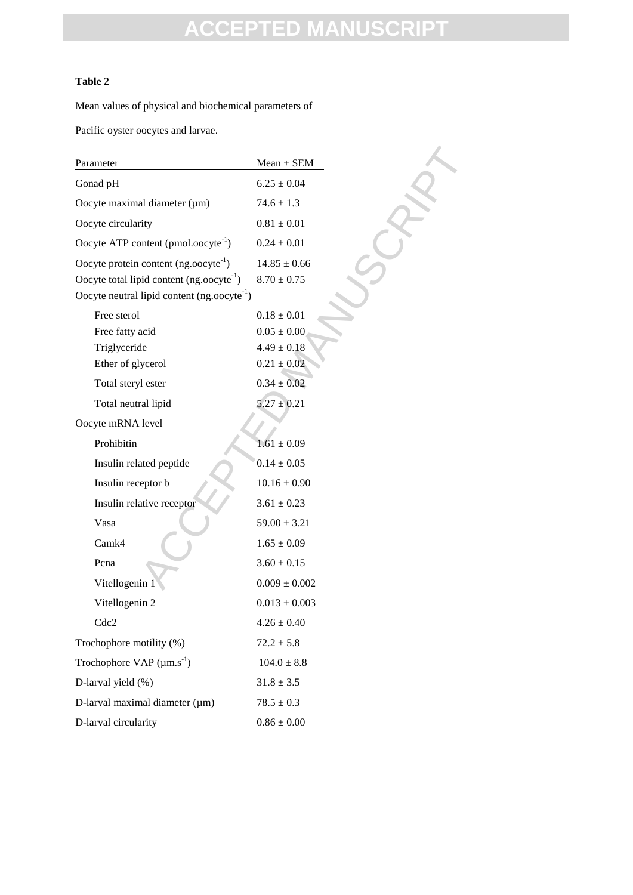**Table 2**

Mean values of physical and biochemical parameters of Pacific oyster oocytes and larvae.

| Parameter | Mean ± SEM |
|---|---|
| Gonad pH | 6.25 ± 0.04 |
| Oocyte maximal diameter (µm) | 74.6 ± 1.3 |
| Oocyte circularity | 0.81 ± 0.01 |
| Oocyte ATP content (pmol.oocyte$^{-1}$) | 0.24 ± 0.01 |
| Oocyte protein content (ng.oocyte$^{-1}$) | 14.85 ± 0.66 |
| Oocyte total lipid content (ng.oocyte$^{-1}$) | 8.70 ± 0.75 |
| Oocyte neutral lipid content (ng.oocyte$^{-1}$) | |
| Free sterol | 0.18 ± 0.01 |
| Free fatty acid | 0.05 ± 0.00 |
| Triglyceride | 4.49 ± 0.18 |
| Ether of glycerol | 0.21 ± 0.02 |
| Total steryl ester | 0.34 ± 0.02 |
| Total neutral lipid | 5.27 ± 0.21 |
| Oocyte mRNA level | |
| Prohibitin | 1.61 ± 0.09 |
| Insulin related peptide | 0.14 ± 0.05 |
| Insulin receptor b | 10.16 ± 0.90 |
| Insulin relative receptor | 3.61 ± 0.23 |
| Vasa | 59.00 ± 3.21 |
| Camk4 | 1.65 ± 0.09 |
| Pcna | 3.60 ± 0.15 |
| Vitellogenin 1 | 0.009 ± 0.002 |
| Vitellogenin 2 | 0.013 ± 0.003 |
| Cdc2 | 4.26 ± 0.40 |
| Trochophore motility (%) | 72.2 ± 5.8 |
| Trochophore VAP (µm.s$^{-1}$) | 104.0 ± 8.8 |
| D-larval yield (%) | 31.8 ± 3.5 |
| D-larval maximal diameter (µm) | 78.5 ± 0.3 |
| D-larval circularity | 0.86 ± 0.00 |